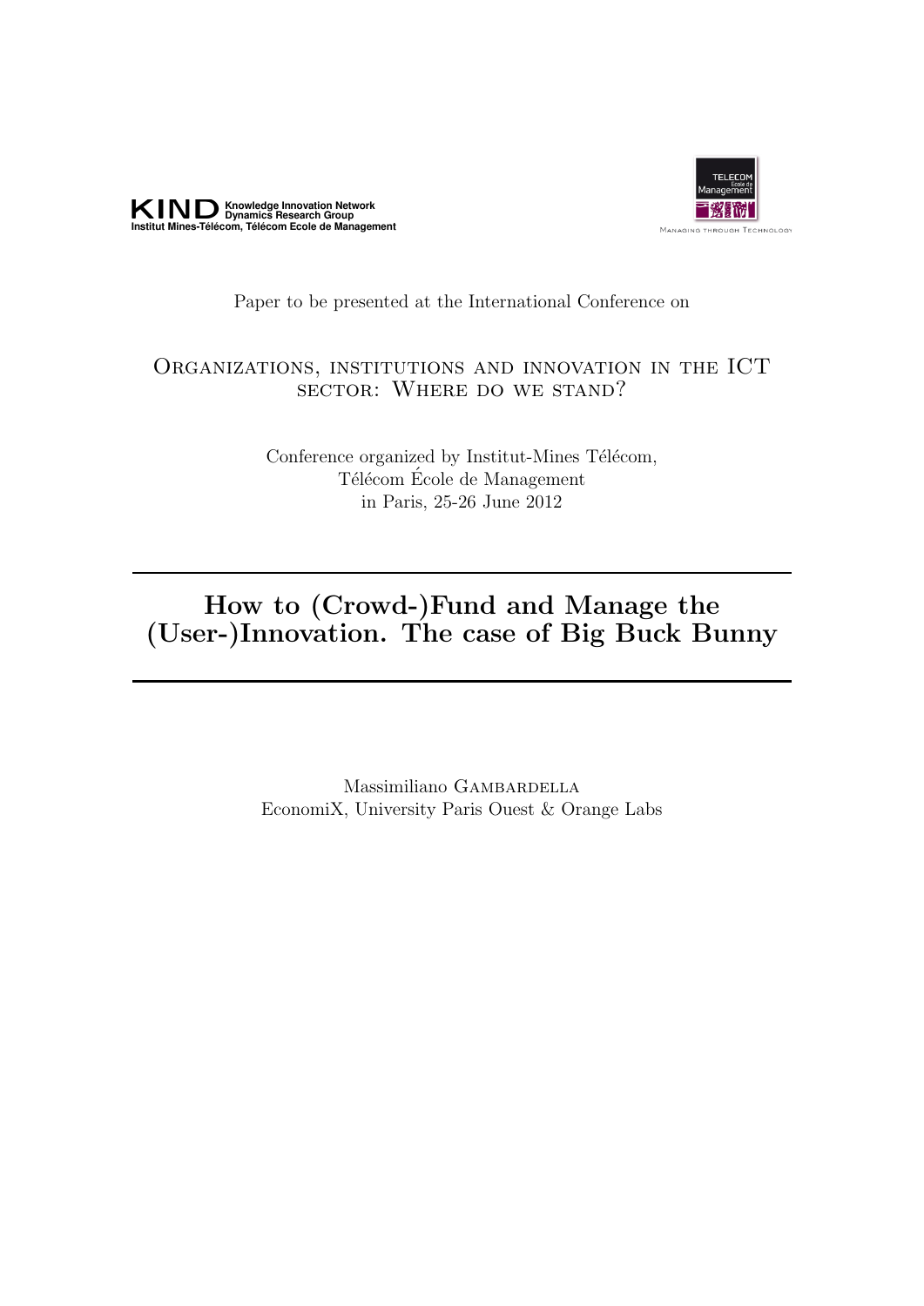**KIND** Knowledge Innovation Network Dynamics Research Group
Institut Mines-Télécom, Télécom Ecole de Management

TELECOM École de Management
Managing through Technology

Paper to be presented at the International Conference on

ORGANIZATIONS, INSTITUTIONS AND INNOVATION IN THE ICT SECTOR: WHERE DO WE STAND?

Conference organized by Institut-Mines Télécom,
Télécom École de Management
in Paris, 25-26 June 2012

---

# How to (Crowd-)Fund and Manage the (User-)Innovation. The case of Big Buck Bunny

---

Massimiliano GAMBARDELLA
EconomiX, University Paris Ouest & Orange Labs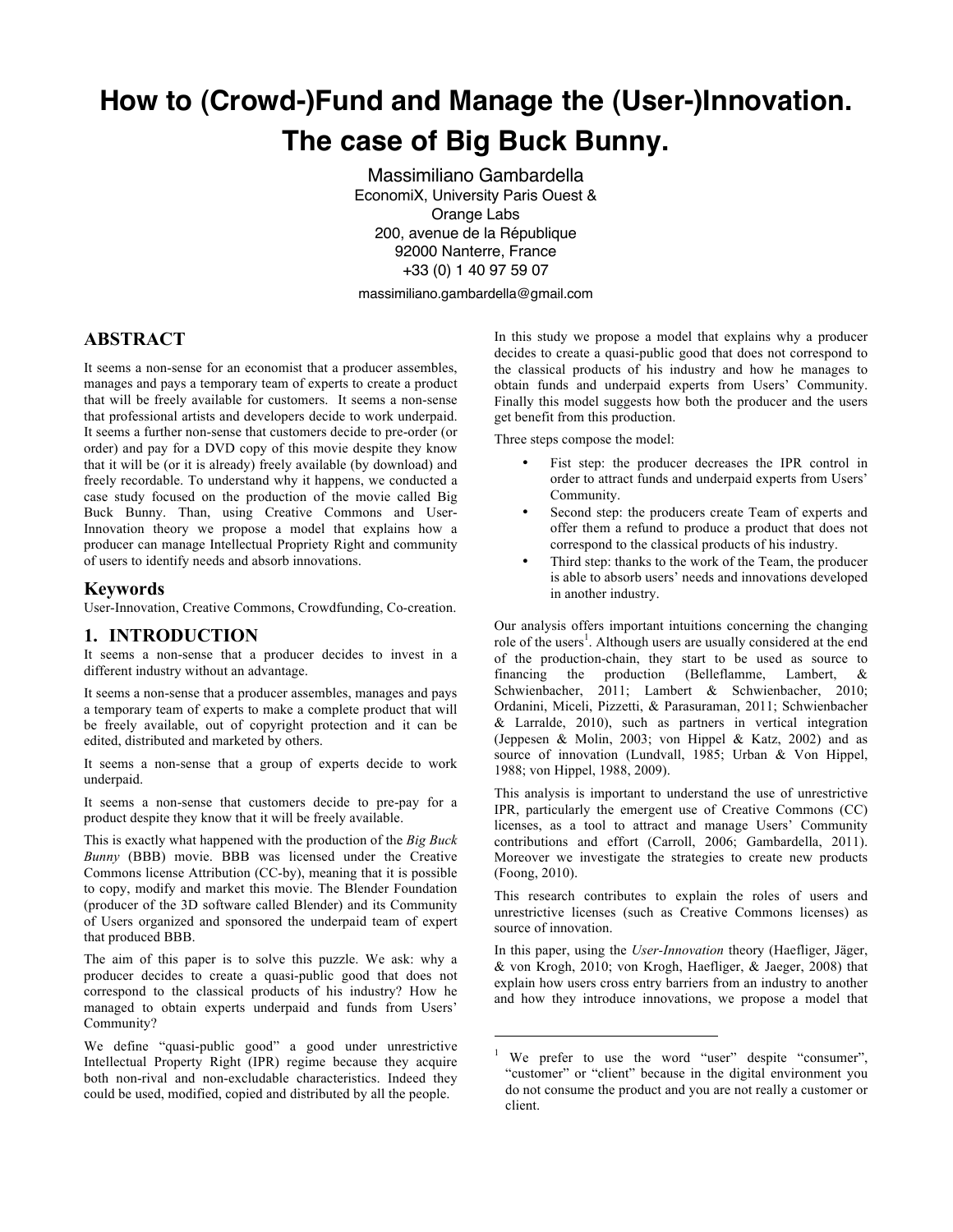# How to (Crowd-)Fund and Manage the (User-)Innovation. The case of Big Buck Bunny.

Massimiliano Gambardella
EconomiX, University Paris Ouest & Orange Labs
200, avenue de la République
92000 Nanterre, France
+33 (0) 1 40 97 59 07
massimiliano.gambardella@gmail.com

## ABSTRACT

It seems a non-sense for an economist that a producer assembles, manages and pays a temporary team of experts to create a product that will be freely available for customers. It seems a non-sense that professional artists and developers decide to work underpaid. It seems a further non-sense that customers decide to pre-order (or order) and pay for a DVD copy of this movie despite they know that it will be (or it is already) freely available (by download) and freely recordable. To understand why it happens, we conducted a case study focused on the production of the movie called Big Buck Bunny. Than, using Creative Commons and User-Innovation theory we propose a model that explains how a producer can manage Intellectual Propriety Right and community of users to identify needs and absorb innovations.

### Keywords

User-Innovation, Creative Commons, Crowdfunding, Co-creation.

## 1. INTRODUCTION

It seems a non-sense that a producer decides to invest in a different industry without an advantage.

It seems a non-sense that a producer assembles, manages and pays a temporary team of experts to make a complete product that will be freely available, out of copyright protection and it can be edited, distributed and marketed by others.

It seems a non-sense that a group of experts decide to work underpaid.

It seems a non-sense that customers decide to pre-pay for a product despite they know that it will be freely available.

This is exactly what happened with the production of the *Big Buck Bunny* (BBB) movie. BBB was licensed under the Creative Commons license Attribution (CC-by), meaning that it is possible to copy, modify and market this movie. The Blender Foundation (producer of the 3D software called Blender) and its Community of Users organized and sponsored the underpaid team of expert that produced BBB.

The aim of this paper is to solve this puzzle. We ask: why a producer decides to create a quasi-public good that does not correspond to the classical products of his industry? How he managed to obtain experts underpaid and funds from Users' Community?

We define "quasi-public good" a good under unrestrictive Intellectual Property Right (IPR) regime because they acquire both non-rival and non-excludable characteristics. Indeed they could be used, modified, copied and distributed by all the people.

In this study we propose a model that explains why a producer decides to create a quasi-public good that does not correspond to the classical products of his industry and how he manages to obtain funds and underpaid experts from Users' Community. Finally this model suggests how both the producer and the users get benefit from this production.

Three steps compose the model:

- Fist step: the producer decreases the IPR control in order to attract funds and underpaid experts from Users' Community.
- Second step: the producers create Team of experts and offer them a refund to produce a product that does not correspond to the classical products of his industry.
- Third step: thanks to the work of the Team, the producer is able to absorb users' needs and innovations developed in another industry.

Our analysis offers important intuitions concerning the changing role of the users[1]. Although users are usually considered at the end of the production-chain, they start to be used as source to financing the production (Belleflamme, Lambert, & Schwienbacher, 2011; Lambert & Schwienbacher, 2010; Ordanini, Miceli, Pizzetti, & Parasuraman, 2011; Schwienbacher & Larralde, 2010), such as partners in vertical integration (Jeppesen & Molin, 2003; von Hippel & Katz, 2002) and as source of innovation (Lundvall, 1985; Urban & Von Hippel, 1988; von Hippel, 1988, 2009).

This analysis is important to understand the use of unrestrictive IPR, particularly the emergent use of Creative Commons (CC) licenses, as a tool to attract and manage Users' Community contributions and effort (Carroll, 2006; Gambardella, 2011). Moreover we investigate the strategies to create new products (Foong, 2010).

This research contributes to explain the roles of users and unrestrictive licenses (such as Creative Commons licenses) as source of innovation.

In this paper, using the *User-Innovation* theory (Haefliger, Jäger, & von Krogh, 2010; von Krogh, Haefliger, & Jaeger, 2008) that explain how users cross entry barriers from an industry to another and how they introduce innovations, we propose a model that

[1] We prefer to use the word "user" despite "consumer", "customer" or "client" because in the digital environment you do not consume the product and you are not really a customer or client.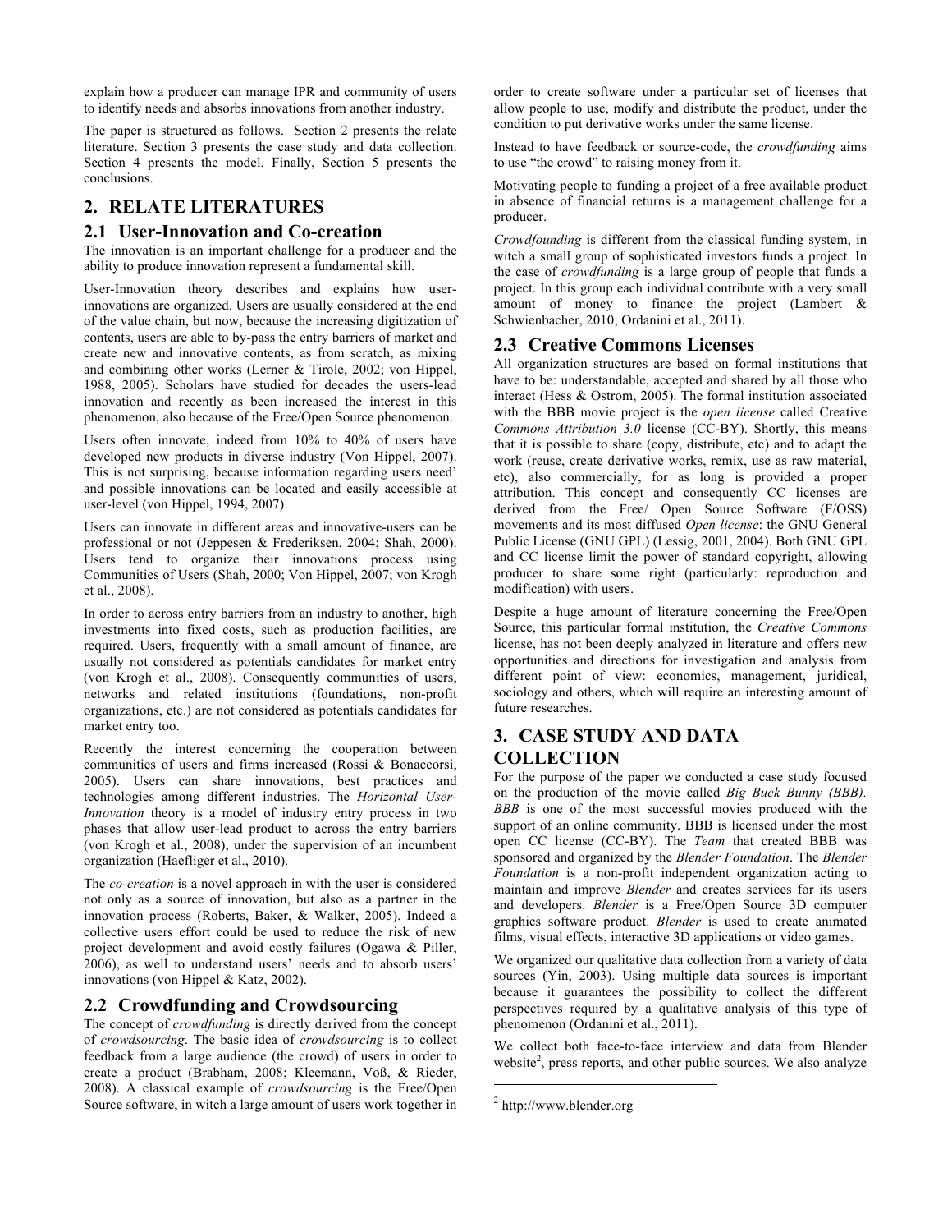explain how a producer can manage IPR and community of users to identify needs and absorbs innovations from another industry.

The paper is structured as follows. Section 2 presents the relate literature. Section 3 presents the case study and data collection. Section 4 presents the model. Finally, Section 5 presents the conclusions.

## 2. RELATE LITERATURES

### 2.1 User-Innovation and Co-creation

The innovation is an important challenge for a producer and the ability to produce innovation represent a fundamental skill.

User-Innovation theory describes and explains how user-innovations are organized. Users are usually considered at the end of the value chain, but now, because the increasing digitization of contents, users are able to by-pass the entry barriers of market and create new and innovative contents, as from scratch, as mixing and combining other works (Lerner & Tirole, 2002; von Hippel, 1988, 2005). Scholars have studied for decades the users-lead innovation and recently as been increased the interest in this phenomenon, also because of the Free/Open Source phenomenon.

Users often innovate, indeed from 10% to 40% of users have developed new products in diverse industry (Von Hippel, 2007). This is not surprising, because information regarding users need' and possible innovations can be located and easily accessible at user-level (von Hippel, 1994, 2007).

Users can innovate in different areas and innovative-users can be professional or not (Jeppesen & Frederiksen, 2004; Shah, 2000). Users tend to organize their innovations process using Communities of Users (Shah, 2000; Von Hippel, 2007; von Krogh et al., 2008).

In order to across entry barriers from an industry to another, high investments into fixed costs, such as production facilities, are required. Users, frequently with a small amount of finance, are usually not considered as potentials candidates for market entry (von Krogh et al., 2008). Consequently communities of users, networks and related institutions (foundations, non-profit organizations, etc.) are not considered as potentials candidates for market entry too.

Recently the interest concerning the cooperation between communities of users and firms increased (Rossi & Bonaccorsi, 2005). Users can share innovations, best practices and technologies among different industries. The *Horizontal User-Innovation* theory is a model of industry entry process in two phases that allow user-lead product to across the entry barriers (von Krogh et al., 2008), under the supervision of an incumbent organization (Haefliger et al., 2010).

The *co-creation* is a novel approach in with the user is considered not only as a source of innovation, but also as a partner in the innovation process (Roberts, Baker, & Walker, 2005). Indeed a collective users effort could be used to reduce the risk of new project development and avoid costly failures (Ogawa & Piller, 2006), as well to understand users' needs and to absorb users' innovations (von Hippel & Katz, 2002).

### 2.2 Crowdfunding and Crowdsourcing

The concept of *crowdfunding* is directly derived from the concept of *crowdsourcing*. The basic idea of *crowdsourcing* is to collect feedback from a large audience (the crowd) of users in order to create a product (Brabham, 2008; Kleemann, Voß, & Rieder, 2008). A classical example of *crowdsourcing* is the Free/Open Source software, in witch a large amount of users work together in order to create software under a particular set of licenses that allow people to use, modify and distribute the product, under the condition to put derivative works under the same license.

Instead to have feedback or source-code, the *crowdfunding* aims to use "the crowd" to raising money from it.

Motivating people to funding a project of a free available product in absence of financial returns is a management challenge for a producer.

*Crowdfounding* is different from the classical funding system, in witch a small group of sophisticated investors funds a project. In the case of *crowdfunding* is a large group of people that funds a project. In this group each individual contribute with a very small amount of money to finance the project (Lambert & Schwienbacher, 2010; Ordanini et al., 2011).

### 2.3 Creative Commons Licenses

All organization structures are based on formal institutions that have to be: understandable, accepted and shared by all those who interact (Hess & Ostrom, 2005). The formal institution associated with the BBB movie project is the *open license* called Creative *Commons Attribution 3.0* license (CC-BY). Shortly, this means that it is possible to share (copy, distribute, etc) and to adapt the work (reuse, create derivative works, remix, use as raw material, etc), also commercially, for as long is provided a proper attribution. This concept and consequently CC licenses are derived from the Free/ Open Source Software (F/OSS) movements and its most diffused *Open license*: the GNU General Public License (GNU GPL) (Lessig, 2001, 2004). Both GNU GPL and CC license limit the power of standard copyright, allowing producer to share some right (particularly: reproduction and modification) with users.

Despite a huge amount of literature concerning the Free/Open Source, this particular formal institution, the *Creative Commons* license, has not been deeply analyzed in literature and offers new opportunities and directions for investigation and analysis from different point of view: economics, management, juridical, sociology and others, which will require an interesting amount of future researches.

## 3. CASE STUDY AND DATA COLLECTION

For the purpose of the paper we conducted a case study focused on the production of the movie called *Big Buck Bunny (BBB). BBB* is one of the most successful movies produced with the support of an online community. BBB is licensed under the most open CC license (CC-BY). The *Team* that created BBB was sponsored and organized by the *Blender Foundation*. The *Blender Foundation* is a non-profit independent organization acting to maintain and improve *Blender* and creates services for its users and developers. *Blender* is a Free/Open Source 3D computer graphics software product. *Blender* is used to create animated films, visual effects, interactive 3D applications or video games.

We organized our qualitative data collection from a variety of data sources (Yin, 2003). Using multiple data sources is important because it guarantees the possibility to collect the different perspectives required by a qualitative analysis of this type of phenomenon (Ordanini et al., 2011).

We collect both face-to-face interview and data from Blender website[2], press reports, and other public sources. We also analyze

[2] http://www.blender.org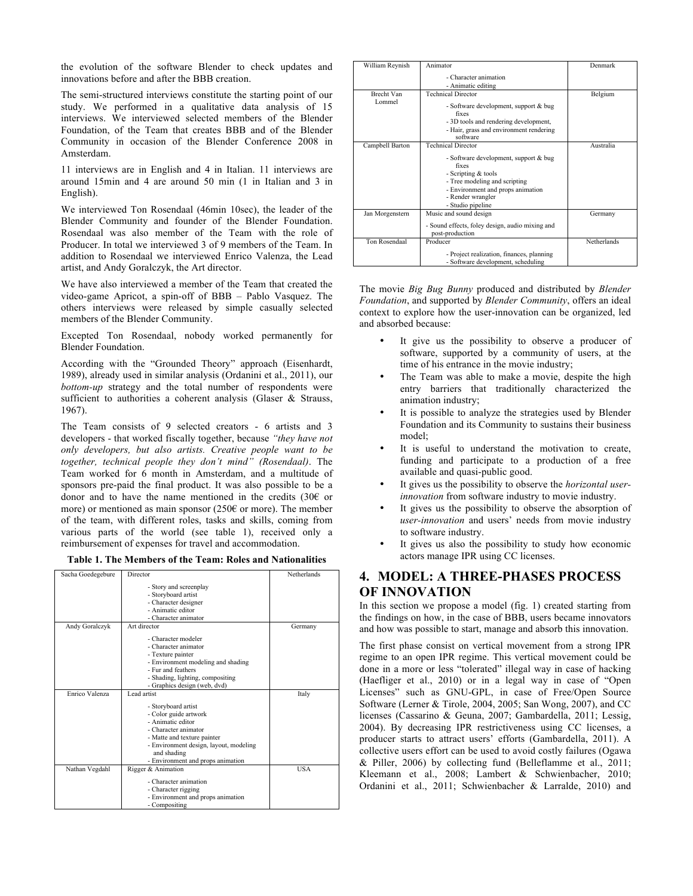the evolution of the software Blender to check updates and innovations before and after the BBB creation.

The semi-structured interviews constitute the starting point of our study. We performed in a qualitative data analysis of 15 interviews. We interviewed selected members of the Blender Foundation, of the Team that creates BBB and of the Blender Community in occasion of the Blender Conference 2008 in Amsterdam.

11 interviews are in English and 4 in Italian. 11 interviews are around 15min and 4 are around 50 min (1 in Italian and 3 in English).

We interviewed Ton Rosendaal (46min 10sec), the leader of the Blender Community and founder of the Blender Foundation. Rosendaal was also member of the Team with the role of Producer. In total we interviewed 3 of 9 members of the Team. In addition to Rosendaal we interviewed Enrico Valenza, the Lead artist, and Andy Goralczyk, the Art director.

We have also interviewed a member of the Team that created the video-game Apricot, a spin-off of BBB – Pablo Vasquez. The others interviews were released by simple casually selected members of the Blender Community.

Excepted Ton Rosendaal, nobody worked permanently for Blender Foundation.

According with the "Grounded Theory" approach (Eisenhardt, 1989), already used in similar analysis (Ordanini et al., 2011), our *bottom-up* strategy and the total number of respondents were sufficient to authorities a coherent analysis (Glaser & Strauss, 1967).

The Team consists of 9 selected creators - 6 artists and 3 developers - that worked fiscally together, because *"they have not only developers, but also artists. Creative people want to be together, technical people they don't mind" (Rosendaal)*. The Team worked for 6 month in Amsterdam, and a multitude of sponsors pre-paid the final product. It was also possible to be a donor and to have the name mentioned in the credits (30€ or more) or mentioned as main sponsor (250€ or more). The member of the team, with different roles, tasks and skills, coming from various parts of the world (see table 1), received only a reimbursement of expenses for travel and accommodation.

**Table 1. The Members of the Team: Roles and Nationalities**

| Name | Role | Nationality |
|---|---|---|
| Sacha Goedegebure | Director<br>- Story and screenplay<br>- Storyboard artist<br>- Character designer<br>- Animatic editor<br>- Character animator | Netherlands |
| Andy Goralczyk | Art director<br>- Character modeler<br>- Character animator<br>- Texture painter<br>- Environment modeling and shading<br>- Fur and feathers<br>- Shading, lighting, compositing<br>- Graphics design (web, dvd) | Germany |
| Enrico Valenza | Lead artist<br>- Storyboard artist<br>- Color guide artwork<br>- Animatic editor<br>- Character animator<br>- Matte and texture painter<br>- Environment design, layout, modeling and shading<br>- Environment and props animation | Italy |
| Nathan Vegdahl | Rigger & Animation<br>- Character animation<br>- Character rigging<br>- Environment and props animation<br>- Compositing | USA |
| William Reynish | Animator<br>- Character animation<br>- Animatic editing | Denmark |
| Brecht Van Lommel | Technical Director<br>- Software development, support & bug fixes<br>- 3D tools and rendering development,<br>- Hair, grass and environment rendering software | Belgium |
| Campbell Barton | Technical Director<br>- Software development, support & bug fixes<br>- Scripting & tools<br>- Tree modeling and scripting<br>- Environment and props animation<br>- Render wrangler<br>- Studio pipeline | Australia |
| Jan Morgenstern | Music and sound design<br>- Sound effects, foley design, audio mixing and post-production | Germany |
| Ton Rosendaal | Producer<br>- Project realization, finances, planning<br>- Software development, scheduling | Netherlands |

The movie *Big Bug Bunny* produced and distributed by *Blender Foundation*, and supported by *Blender Community*, offers an ideal context to explore how the user-innovation can be organized, led and absorbed because:

- It give us the possibility to observe a producer of software, supported by a community of users, at the time of his entrance in the movie industry;
- The Team was able to make a movie, despite the high entry barriers that traditionally characterized the animation industry;
- It is possible to analyze the strategies used by Blender Foundation and its Community to sustains their business model;
- It is useful to understand the motivation to create, funding and participate to a production of a free available and quasi-public good.
- It gives us the possibility to observe the *horizontal user-innovation* from software industry to movie industry.
- It gives us the possibility to observe the absorption of *user-innovation* and users' needs from movie industry to software industry.
- It gives us also the possibility to study how economic actors manage IPR using CC licenses.

## 4. MODEL: A THREE-PHASES PROCESS OF INNOVATION

In this section we propose a model (fig. 1) created starting from the findings on how, in the case of BBB, users became innovators and how was possible to start, manage and absorb this innovation.

The first phase consist on vertical movement from a strong IPR regime to an open IPR regime. This vertical movement could be done in a more or less "tolerated" illegal way in case of hacking (Haefliger et al., 2010) or in a legal way in case of "Open Licenses" such as GNU-GPL, in case of Free/Open Source Software (Lerner & Tirole, 2004, 2005; San Wong, 2007), and CC licenses (Cassarino & Geuna, 2007; Gambardella, 2011; Lessig, 2004). By decreasing IPR restrictiveness using CC licenses, a producer starts to attract users' efforts (Gambardella, 2011). A collective users effort can be used to avoid costly failures (Ogawa & Piller, 2006) by collecting fund (Belleflamme et al., 2011; Kleemann et al., 2008; Lambert & Schwienbacher, 2010; Ordanini et al., 2011; Schwienbacher & Larralde, 2010) and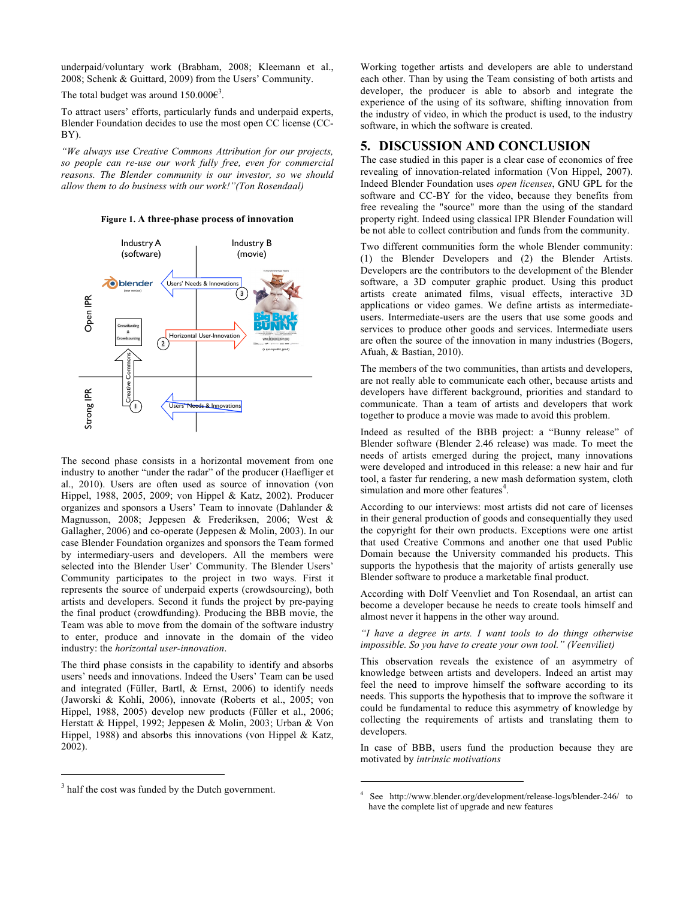underpaid/voluntary work (Brabham, 2008; Kleemann et al., 2008; Schenk & Guittard, 2009) from the Users' Community.

The total budget was around 150.000€[3].

To attract users' efforts, particularly funds and underpaid experts, Blender Foundation decides to use the most open CC license (CC-BY).

*"We always use Creative Commons Attribution for our projects, so people can re-use our work fully free, even for commercial reasons. The Blender community is our investor, so we should allow them to do business with our work!"(Ton Rosendaal)*

**Figure 1. A three-phase process of innovation**

The second phase consists in a horizontal movement from one industry to another "under the radar" of the producer (Haefliger et al., 2010). Users are often used as source of innovation (von Hippel, 1988, 2005, 2009; von Hippel & Katz, 2002). Producer organizes and sponsors a Users' Team to innovate (Dahlander & Magnusson, 2008; Jeppesen & Frederiksen, 2006; West & Gallagher, 2006) and co-operate (Jeppesen & Molin, 2003). In our case Blender Foundation organizes and sponsors the Team formed by intermediary-users and developers. All the members were selected into the Blender User' Community. The Blender Users' Community participates to the project in two ways. First it represents the source of underpaid experts (crowdsourcing), both artists and developers. Second it funds the project by pre-paying the final product (crowdfunding). Producing the BBB movie, the Team was able to move from the domain of the software industry to enter, produce and innovate in the domain of the video industry: the *horizontal user-innovation*.

The third phase consists in the capability to identify and absorbs users' needs and innovations. Indeed the Users' Team can be used and integrated (Füller, Bartl, & Ernst, 2006) to identify needs (Jaworski & Kohli, 2006), innovate (Roberts et al., 2005; von Hippel, 1988, 2005) develop new products (Füller et al., 2006; Herstatt & Hippel, 1992; Jeppesen & Molin, 2003; Urban & Von Hippel, 1988) and absorbs this innovations (von Hippel & Katz, 2002).

Working together artists and developers are able to understand each other. Than by using the Team consisting of both artists and developer, the producer is able to absorb and integrate the experience of the using of its software, shifting innovation from the industry of video, in which the product is used, to the industry software, in which the software is created.

## 5. DISCUSSION AND CONCLUSION

The case studied in this paper is a clear case of economics of free revealing of innovation-related information (Von Hippel, 2007). Indeed Blender Foundation uses *open licenses*, GNU GPL for the software and CC-BY for the video, because they benefits from free revealing the "source" more than the using of the standard property right. Indeed using classical IPR Blender Foundation will be not able to collect contribution and funds from the community.

Two different communities form the whole Blender community: (1) the Blender Developers and (2) the Blender Artists. Developers are the contributors to the development of the Blender software, a 3D computer graphic product. Using this product artists create animated films, visual effects, interactive 3D applications or video games. We define artists as intermediate-users. Intermediate-users are the users that use some goods and services to produce other goods and services. Intermediate users are often the source of the innovation in many industries (Bogers, Afuah, & Bastian, 2010).

The members of the two communities, than artists and developers, are not really able to communicate each other, because artists and developers have different background, priorities and standard to communicate. Than a team of artists and developers that work together to produce a movie was made to avoid this problem.

Indeed as resulted of the BBB project: a "Bunny release" of Blender software (Blender 2.46 release) was made. To meet the needs of artists emerged during the project, many innovations were developed and introduced in this release: a new hair and fur tool, a faster fur rendering, a new mash deformation system, cloth simulation and more other features[4].

According to our interviews: most artists did not care of licenses in their general production of goods and consequentially they used the copyright for their own products. Exceptions were one artist that used Creative Commons and another one that used Public Domain because the University commanded his products. This supports the hypothesis that the majority of artists generally use Blender software to produce a marketable final product.

According with Dolf Veenvliet and Ton Rosendaal, an artist can become a developer because he needs to create tools himself and almost never it happens in the other way around.

*"I have a degree in arts. I want tools to do things otherwise impossible. So you have to create your own tool." (Veenviliet)*

This observation reveals the existence of an asymmetry of knowledge between artists and developers. Indeed an artist may feel the need to improve himself the software according to its needs. This supports the hypothesis that to improve the software it could be fundamental to reduce this asymmetry of knowledge by collecting the requirements of artists and translating them to developers.

In case of BBB, users fund the production because they are motivated by *intrinsic motivations*

---

[3] half the cost was funded by the Dutch government.

[4] See http://www.blender.org/development/release-logs/blender-246/ to have the complete list of upgrade and new features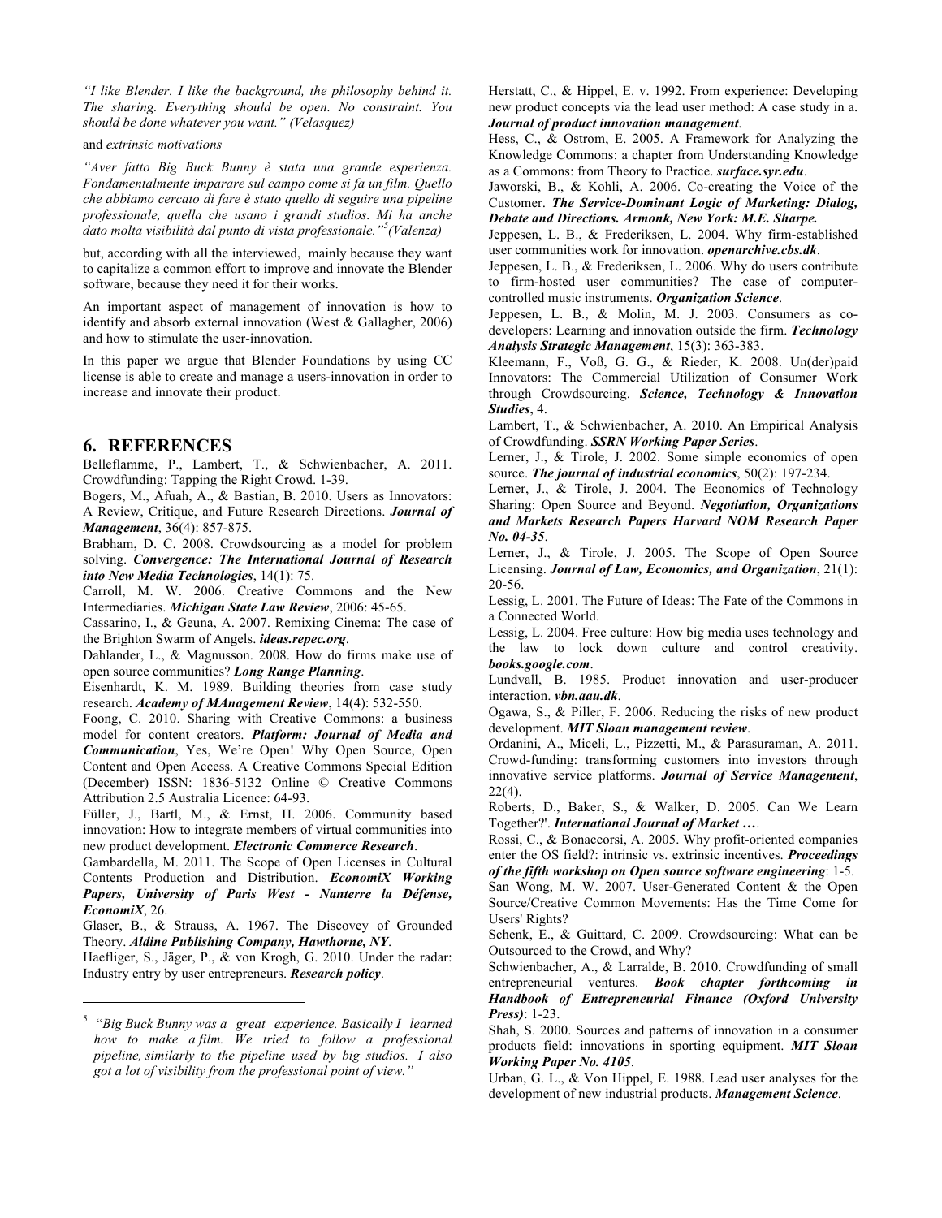*"I like Blender. I like the background, the philosophy behind it. The sharing. Everything should be open. No constraint. You should be done whatever you want." (Velasquez)*

and *extrinsic motivations*

*"Aver fatto Big Buck Bunny è stata una grande esperienza. Fondamentalmente imparare sul campo come si fa un film. Quello che abbiamo cercato di fare è stato quello di seguire una pipeline professionale, quella che usano i grandi studios. Mi ha anche dato molta visibilità dal punto di vista professionale."[5] (Valenza)*

but, according with all the interviewed, mainly because they want to capitalize a common effort to improve and innovate the Blender software, because they need it for their works.

An important aspect of management of innovation is how to identify and absorb external innovation (West & Gallagher, 2006) and how to stimulate the user-innovation.

In this paper we argue that Blender Foundations by using CC license is able to create and manage a users-innovation in order to increase and innovate their product.

## 6. REFERENCES

Belleflamme, P., Lambert, T., & Schwienbacher, A. 2011. Crowdfunding: Tapping the Right Crowd. 1-39.

Bogers, M., Afuah, A., & Bastian, B. 2010. Users as Innovators: A Review, Critique, and Future Research Directions. ***Journal of Management***, 36(4): 857-875.

Brabham, D. C. 2008. Crowdsourcing as a model for problem solving. ***Convergence: The International Journal of Research into New Media Technologies***, 14(1): 75.

Carroll, M. W. 2006. Creative Commons and the New Intermediaries. ***Michigan State Law Review***, 2006: 45-65.

Cassarino, I., & Geuna, A. 2007. Remixing Cinema: The case of the Brighton Swarm of Angels. ***ideas.repec.org***.

Dahlander, L., & Magnusson. 2008. How do firms make use of open source communities? ***Long Range Planning***.

Eisenhardt, K. M. 1989. Building theories from case study research. ***Academy of MAnagement Review***, 14(4): 532-550.

Foong, C. 2010. Sharing with Creative Commons: a business model for content creators. ***Platform: Journal of Media and Communication***, Yes, We're Open! Why Open Source, Open Content and Open Access. A Creative Commons Special Edition (December) ISSN: 1836-5132 Online © Creative Commons Attribution 2.5 Australia Licence: 64-93.

Füller, J., Bartl, M., & Ernst, H. 2006. Community based innovation: How to integrate members of virtual communities into new product development. ***Electronic Commerce Research***.

Gambardella, M. 2011. The Scope of Open Licenses in Cultural Contents Production and Distribution. ***EconomiX Working Papers, University of Paris West - Nanterre la Défense, EconomiX***, 26.

Glaser, B., & Strauss, A. 1967. The Discovey of Grounded Theory. ***Aldine Publishing Company, Hawthorne, NY***.

Haefliger, S., Jäger, P., & von Krogh, G. 2010. Under the radar: Industry entry by user entrepreneurs. ***Research policy***.

Herstatt, C., & Hippel, E. v. 1992. From experience: Developing new product concepts via the lead user method: A case study in a. ***Journal of product innovation management***.

Hess, C., & Ostrom, E. 2005. A Framework for Analyzing the Knowledge Commons: a chapter from Understanding Knowledge as a Commons: from Theory to Practice. ***surface.syr.edu***.

Jaworski, B., & Kohli, A. 2006. Co-creating the Voice of the Customer. ***The Service-Dominant Logic of Marketing: Dialog, Debate and Directions. Armonk, New York: M.E. Sharpe.***

Jeppesen, L. B., & Frederiksen, L. 2004. Why firm-established user communities work for innovation. ***openarchive.cbs.dk***.

Jeppesen, L. B., & Frederiksen, L. 2006. Why do users contribute to firm-hosted user communities? The case of computer-controlled music instruments. ***Organization Science***.

Jeppesen, L. B., & Molin, M. J. 2003. Consumers as co-developers: Learning and innovation outside the firm. ***Technology Analysis Strategic Management***, 15(3): 363-383.

Kleemann, F., Voß, G. G., & Rieder, K. 2008. Un(der)paid Innovators: The Commercial Utilization of Consumer Work through Crowdsourcing. ***Science, Technology & Innovation Studies***, 4.

Lambert, T., & Schwienbacher, A. 2010. An Empirical Analysis of Crowdfunding. ***SSRN Working Paper Series***.

Lerner, J., & Tirole, J. 2002. Some simple economics of open source. ***The journal of industrial economics***, 50(2): 197-234.

Lerner, J., & Tirole, J. 2004. The Economics of Technology Sharing: Open Source and Beyond. ***Negotiation, Organizations and Markets Research Papers Harvard NOM Research Paper No. 04-35***.

Lerner, J., & Tirole, J. 2005. The Scope of Open Source Licensing. ***Journal of Law, Economics, and Organization***, 21(1): 20-56.

Lessig, L. 2001. The Future of Ideas: The Fate of the Commons in a Connected World.

Lessig, L. 2004. Free culture: How big media uses technology and the law to lock down culture and control creativity. ***books.google.com***.

Lundvall, B. 1985. Product innovation and user-producer interaction. ***vbn.aau.dk***.

Ogawa, S., & Piller, F. 2006. Reducing the risks of new product development. ***MIT Sloan management review***.

Ordanini, A., Miceli, L., Pizzetti, M., & Parasuraman, A. 2011. Crowd-funding: transforming customers into investors through innovative service platforms. ***Journal of Service Management***, 22(4).

Roberts, D., Baker, S., & Walker, D. 2005. Can We Learn Together?'. ***International Journal of Market …***.

Rossi, C., & Bonaccorsi, A. 2005. Why profit-oriented companies enter the OS field?: intrinsic vs. extrinsic incentives. ***Proceedings of the fifth workshop on Open source software engineering***: 1-5.

San Wong, M. W. 2007. User-Generated Content & the Open Source/Creative Common Movements: Has the Time Come for Users' Rights?

Schenk, E., & Guittard, C. 2009. Crowdsourcing: What can be Outsourced to the Crowd, and Why?

Schwienbacher, A., & Larralde, B. 2010. Crowdfunding of small entrepreneurial ventures. ***Book chapter forthcoming in Handbook of Entrepreneurial Finance (Oxford University Press)***: 1-23.

Shah, S. 2000. Sources and patterns of innovation in a consumer products field: innovations in sporting equipment. ***MIT Sloan Working Paper No. 4105***.

Urban, G. L., & Von Hippel, E. 1988. Lead user analyses for the development of new industrial products. ***Management Science***.

---

[5] *"Big Buck Bunny was a great experience. Basically I learned how to make a film. We tried to follow a professional pipeline, similarly to the pipeline used by big studios. I also got a lot of visibility from the professional point of view."*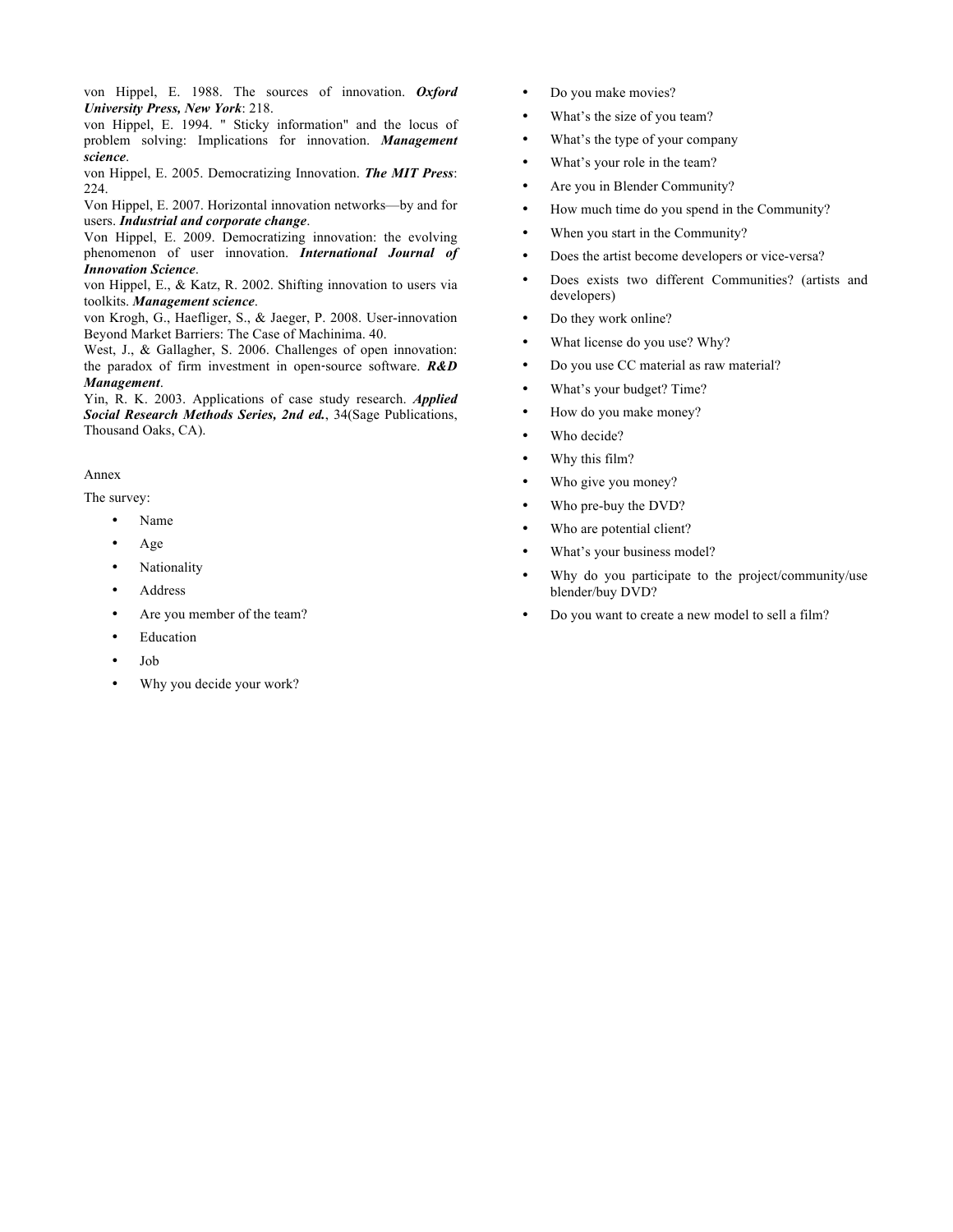von Hippel, E. 1988. The sources of innovation. ***Oxford University Press, New York***: 218.

von Hippel, E. 1994. " Sticky information" and the locus of problem solving: Implications for innovation. ***Management science***.

von Hippel, E. 2005. Democratizing Innovation. ***The MIT Press***: 224.

Von Hippel, E. 2007. Horizontal innovation networks—by and for users. ***Industrial and corporate change***.

Von Hippel, E. 2009. Democratizing innovation: the evolving phenomenon of user innovation. ***International Journal of Innovation Science***.

von Hippel, E., & Katz, R. 2002. Shifting innovation to users via toolkits. ***Management science***.

von Krogh, G., Haefliger, S., & Jaeger, P. 2008. User-innovation Beyond Market Barriers: The Case of Machinima. 40.

West, J., & Gallagher, S. 2006. Challenges of open innovation: the paradox of firm investment in open-source software. ***R&D Management***.

Yin, R. K. 2003. Applications of case study research. ***Applied Social Research Methods Series, 2nd ed.***, 34(Sage Publications, Thousand Oaks, CA).

Annex

The survey:

- Name
- Age
- Nationality
- Address
- Are you member of the team?
- Education
- Job
- Why you decide your work?
- Do you make movies?
- What's the size of you team?
- What's the type of your company
- What's your role in the team?
- Are you in Blender Community?
- How much time do you spend in the Community?
- When you start in the Community?
- Does the artist become developers or vice-versa?
- Does exists two different Communities? (artists and developers)
- Do they work online?
- What license do you use? Why?
- Do you use CC material as raw material?
- What's your budget? Time?
- How do you make money?
- Who decide?
- Why this film?
- Who give you money?
- Who pre-buy the DVD?
- Who are potential client?
- What's your business model?
- Why do you participate to the project/community/use blender/buy DVD?
- Do you want to create a new model to sell a film?